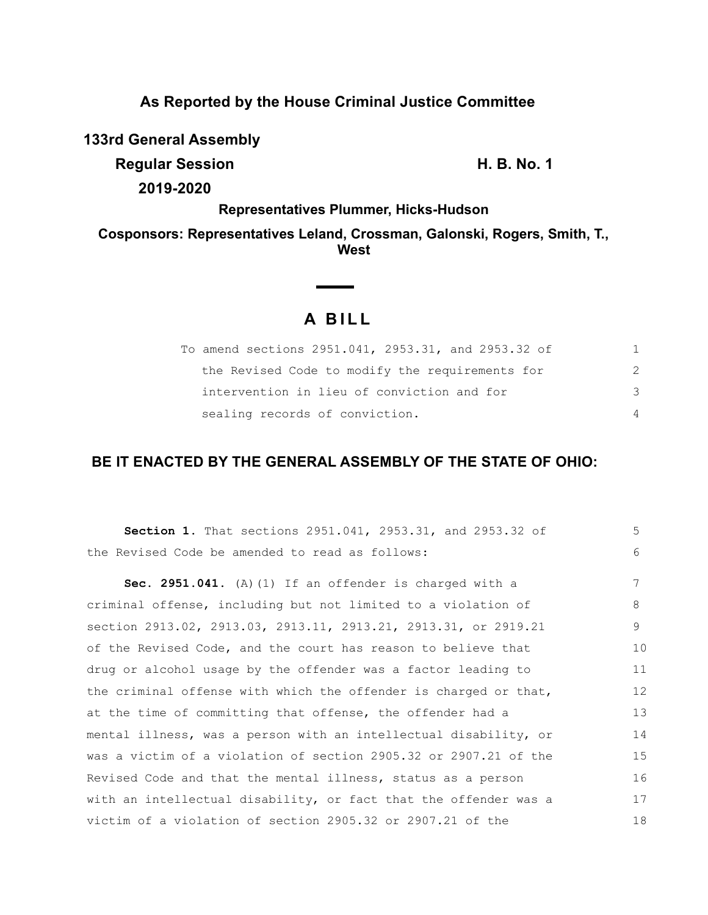**As Reported by the House Criminal Justice Committee**

**133rd General Assembly**

**Regular Session** **H. B. No. 1**

**2019-2020**

**Representatives Plummer, Hicks-Hudson**

**Cosponsors: Representatives Leland, Crossman, Galonski, Rogers, Smith, T., West**

# A BILL

To amend sections 2951.041, 2953.31, and 2953.32 of the Revised Code to modify the requirements for intervention in lieu of conviction and for sealing records of conviction.

## BE IT ENACTED BY THE GENERAL ASSEMBLY OF THE STATE OF OHIO:

**Section 1.** That sections 2951.041, 2953.31, and 2953.32 of the Revised Code be amended to read as follows:

**Sec. 2951.041.** (A)(1) If an offender is charged with a criminal offense, including but not limited to a violation of section 2913.02, 2913.03, 2913.11, 2913.21, 2913.31, or 2919.21 of the Revised Code, and the court has reason to believe that drug or alcohol usage by the offender was a factor leading to the criminal offense with which the offender is charged or that, at the time of committing that offense, the offender had a mental illness, was a person with an intellectual disability, or was a victim of a violation of section 2905.32 or 2907.21 of the Revised Code and that the mental illness, status as a person with an intellectual disability, or fact that the offender was a victim of a violation of section 2905.32 or 2907.21 of the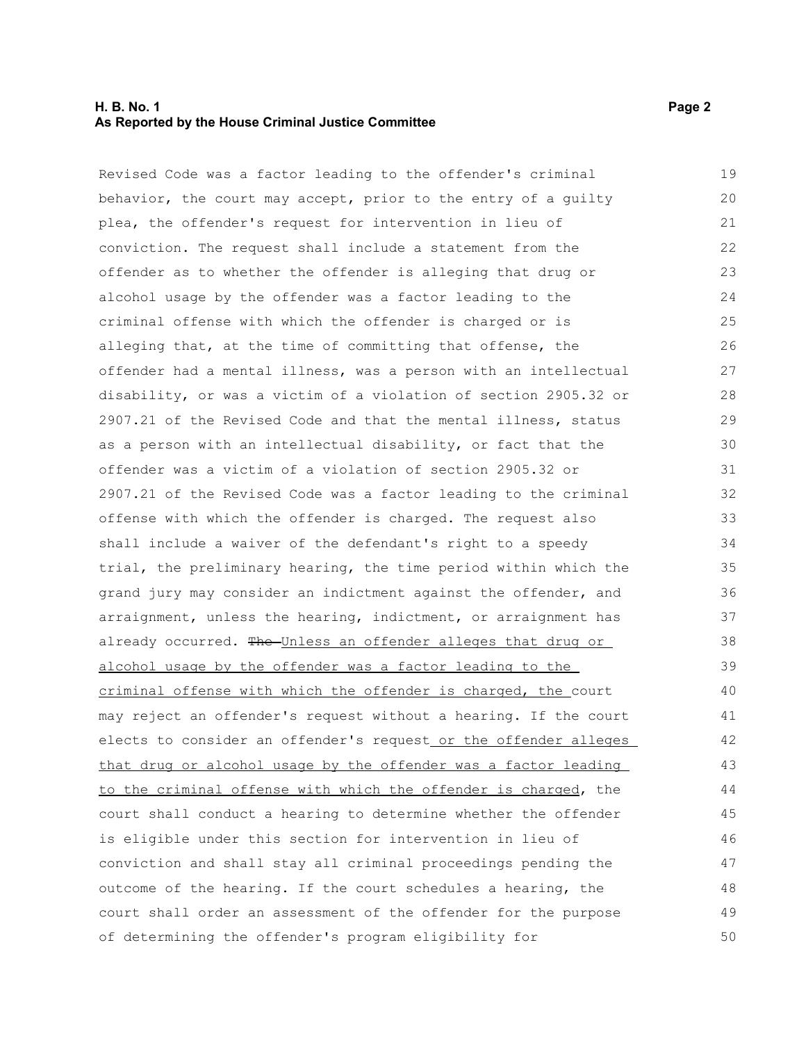Revised Code was a factor leading to the offender's criminal behavior, the court may accept, prior to the entry of a guilty plea, the offender's request for intervention in lieu of conviction. The request shall include a statement from the offender as to whether the offender is alleging that drug or alcohol usage by the offender was a factor leading to the criminal offense with which the offender is charged or is alleging that, at the time of committing that offense, the offender had a mental illness, was a person with an intellectual disability, or was a victim of a violation of section 2905.32 or 2907.21 of the Revised Code and that the mental illness, status as a person with an intellectual disability, or fact that the offender was a victim of a violation of section 2905.32 or 2907.21 of the Revised Code was a factor leading to the criminal offense with which the offender is charged. The request also shall include a waiver of the defendant's right to a speedy trial, the preliminary hearing, the time period within which the grand jury may consider an indictment against the offender, and arraignment, unless the hearing, indictment, or arraignment has already occurred. ~~The~~ Unless an offender alleges that drug or alcohol usage by the offender was a factor leading to the criminal offense with which the offender is charged, the court may reject an offender's request without a hearing. If the court elects to consider an offender's request or the offender alleges that drug or alcohol usage by the offender was a factor leading to the criminal offense with which the offender is charged, the court shall conduct a hearing to determine whether the offender is eligible under this section for intervention in lieu of conviction and shall stay all criminal proceedings pending the outcome of the hearing. If the court schedules a hearing, the court shall order an assessment of the offender for the purpose of determining the offender's program eligibility for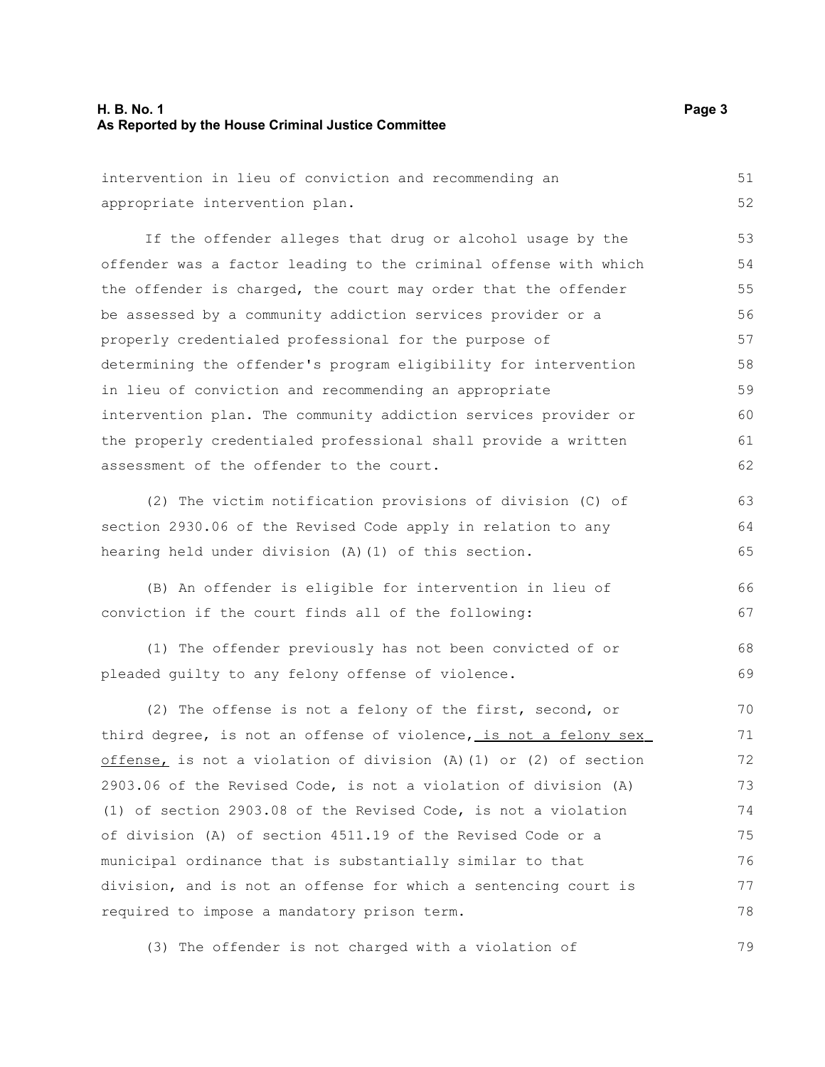intervention in lieu of conviction and recommending an appropriate intervention plan.

If the offender alleges that drug or alcohol usage by the offender was a factor leading to the criminal offense with which the offender is charged, the court may order that the offender be assessed by a community addiction services provider or a properly credentialed professional for the purpose of determining the offender's program eligibility for intervention in lieu of conviction and recommending an appropriate intervention plan. The community addiction services provider or the properly credentialed professional shall provide a written assessment of the offender to the court.

(2) The victim notification provisions of division (C) of section 2930.06 of the Revised Code apply in relation to any hearing held under division (A)(1) of this section.

(B) An offender is eligible for intervention in lieu of conviction if the court finds all of the following:

(1) The offender previously has not been convicted of or pleaded guilty to any felony offense of violence.

(2) The offense is not a felony of the first, second, or third degree, is not an offense of violence, <u>is not a felony sex offense,</u> is not a violation of division (A)(1) or (2) of section 2903.06 of the Revised Code, is not a violation of division (A)(1) of section 2903.08 of the Revised Code, is not a violation of division (A) of section 4511.19 of the Revised Code or a municipal ordinance that is substantially similar to that division, and is not an offense for which a sentencing court is required to impose a mandatory prison term.

(3) The offender is not charged with a violation of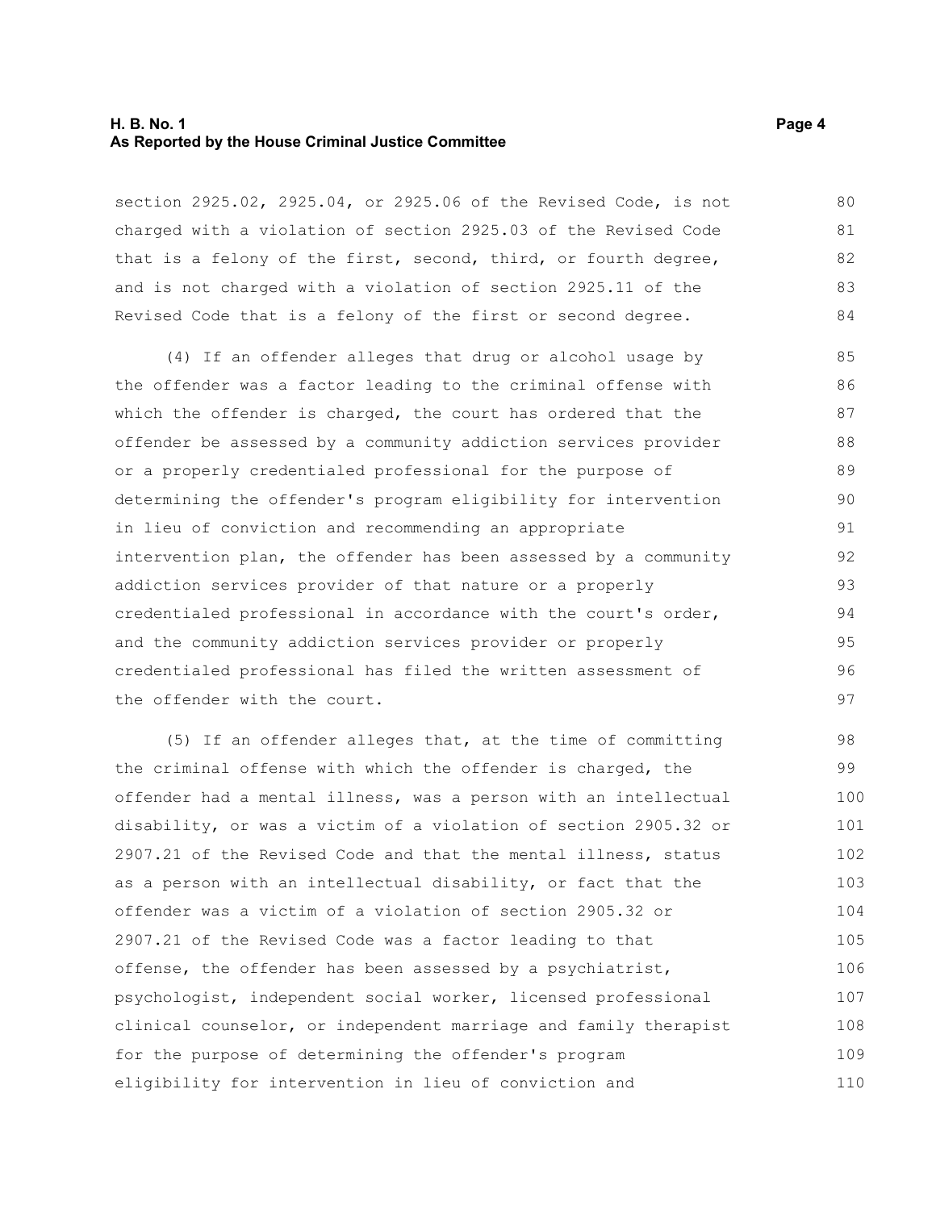section 2925.02, 2925.04, or 2925.06 of the Revised Code, is not charged with a violation of section 2925.03 of the Revised Code that is a felony of the first, second, third, or fourth degree, and is not charged with a violation of section 2925.11 of the Revised Code that is a felony of the first or second degree.

(4) If an offender alleges that drug or alcohol usage by the offender was a factor leading to the criminal offense with which the offender is charged, the court has ordered that the offender be assessed by a community addiction services provider or a properly credentialed professional for the purpose of determining the offender's program eligibility for intervention in lieu of conviction and recommending an appropriate intervention plan, the offender has been assessed by a community addiction services provider of that nature or a properly credentialed professional in accordance with the court's order, and the community addiction services provider or properly credentialed professional has filed the written assessment of the offender with the court.

(5) If an offender alleges that, at the time of committing the criminal offense with which the offender is charged, the offender had a mental illness, was a person with an intellectual disability, or was a victim of a violation of section 2905.32 or 2907.21 of the Revised Code and that the mental illness, status as a person with an intellectual disability, or fact that the offender was a victim of a violation of section 2905.32 or 2907.21 of the Revised Code was a factor leading to that offense, the offender has been assessed by a psychiatrist, psychologist, independent social worker, licensed professional clinical counselor, or independent marriage and family therapist for the purpose of determining the offender's program eligibility for intervention in lieu of conviction and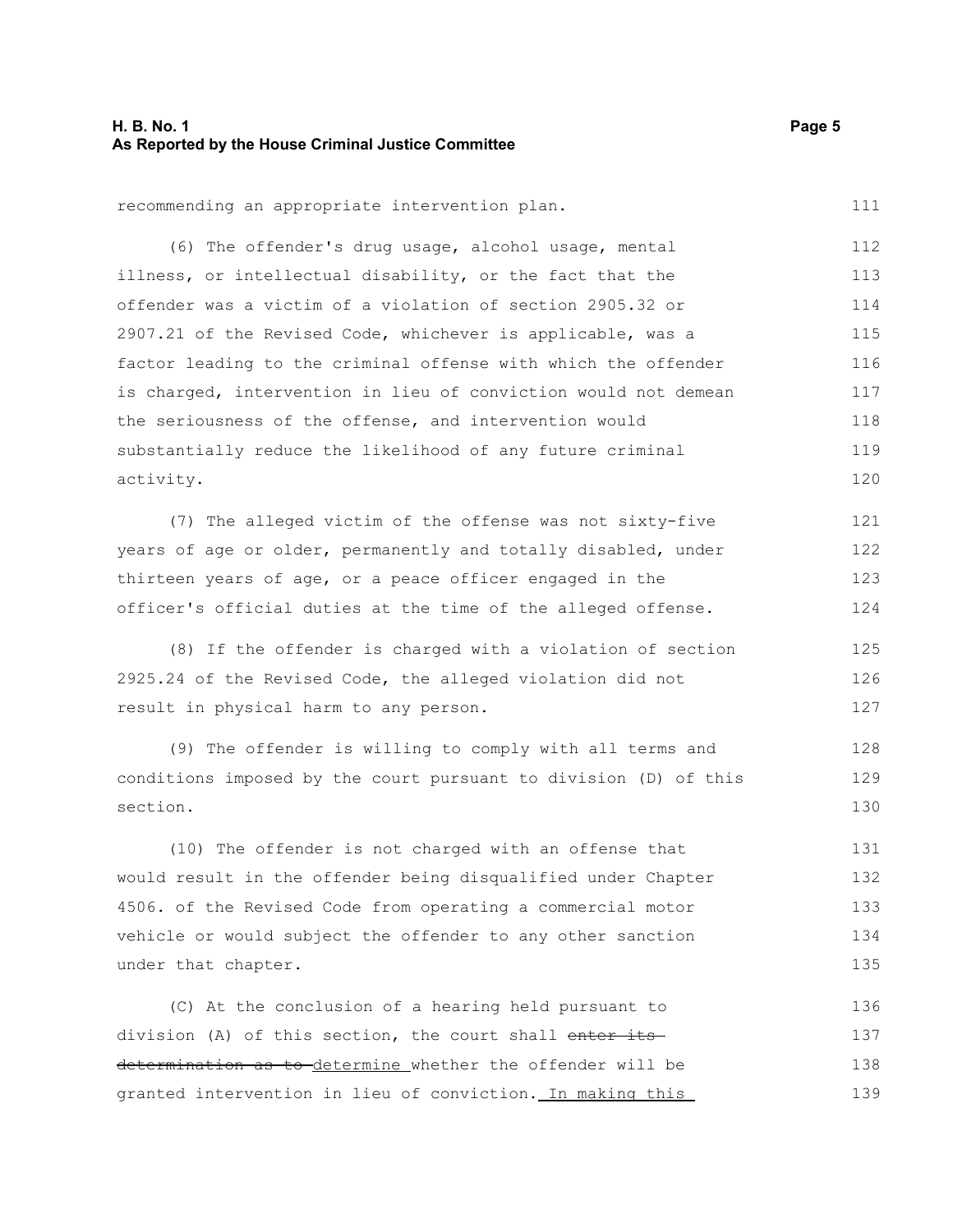recommending an appropriate intervention plan.

(6) The offender's drug usage, alcohol usage, mental illness, or intellectual disability, or the fact that the offender was a victim of a violation of section 2905.32 or 2907.21 of the Revised Code, whichever is applicable, was a factor leading to the criminal offense with which the offender is charged, intervention in lieu of conviction would not demean the seriousness of the offense, and intervention would substantially reduce the likelihood of any future criminal activity.

(7) The alleged victim of the offense was not sixty-five years of age or older, permanently and totally disabled, under thirteen years of age, or a peace officer engaged in the officer's official duties at the time of the alleged offense.

(8) If the offender is charged with a violation of section 2925.24 of the Revised Code, the alleged violation did not result in physical harm to any person.

(9) The offender is willing to comply with all terms and conditions imposed by the court pursuant to division (D) of this section.

(10) The offender is not charged with an offense that would result in the offender being disqualified under Chapter 4506. of the Revised Code from operating a commercial motor vehicle or would subject the offender to any other sanction under that chapter.

(C) At the conclusion of a hearing held pursuant to division (A) of this section, the court shall ~~enter its determination as to~~ determine whether the offender will be granted intervention in lieu of conviction. In making this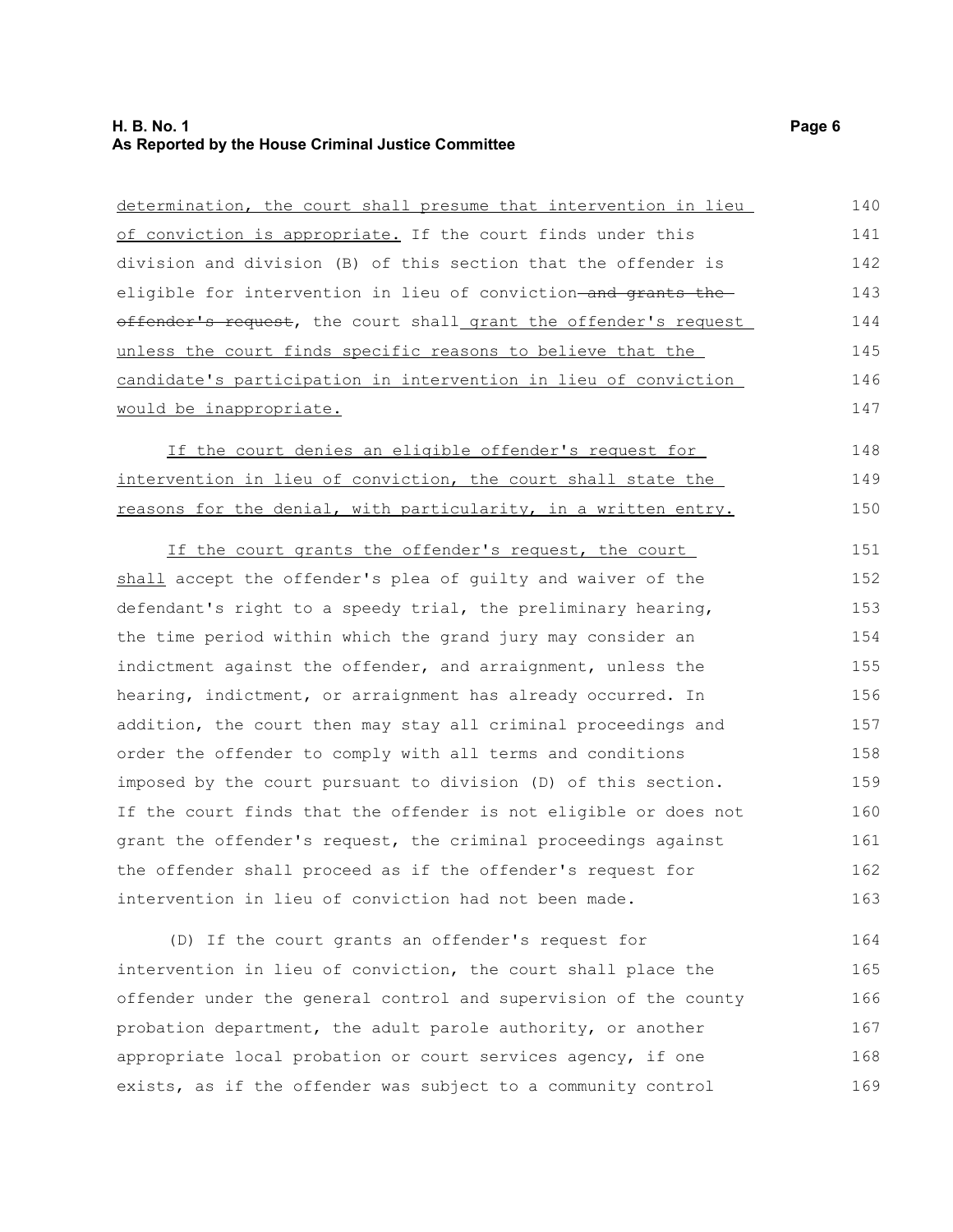determination, the court shall presume that intervention in lieu of conviction is appropriate. If the court finds under this division and division (B) of this section that the offender is eligible for intervention in lieu of conviction ~~and grants the offender's request~~, the court shall grant the offender's request unless the court finds specific reasons to believe that the candidate's participation in intervention in lieu of conviction would be inappropriate.

If the court denies an eligible offender's request for intervention in lieu of conviction, the court shall state the reasons for the denial, with particularity, in a written entry.

If the court grants the offender's request, the court shall accept the offender's plea of guilty and waiver of the defendant's right to a speedy trial, the preliminary hearing, the time period within which the grand jury may consider an indictment against the offender, and arraignment, unless the hearing, indictment, or arraignment has already occurred. In addition, the court then may stay all criminal proceedings and order the offender to comply with all terms and conditions imposed by the court pursuant to division (D) of this section. If the court finds that the offender is not eligible or does not grant the offender's request, the criminal proceedings against the offender shall proceed as if the offender's request for intervention in lieu of conviction had not been made.

(D) If the court grants an offender's request for intervention in lieu of conviction, the court shall place the offender under the general control and supervision of the county probation department, the adult parole authority, or another appropriate local probation or court services agency, if one exists, as if the offender was subject to a community control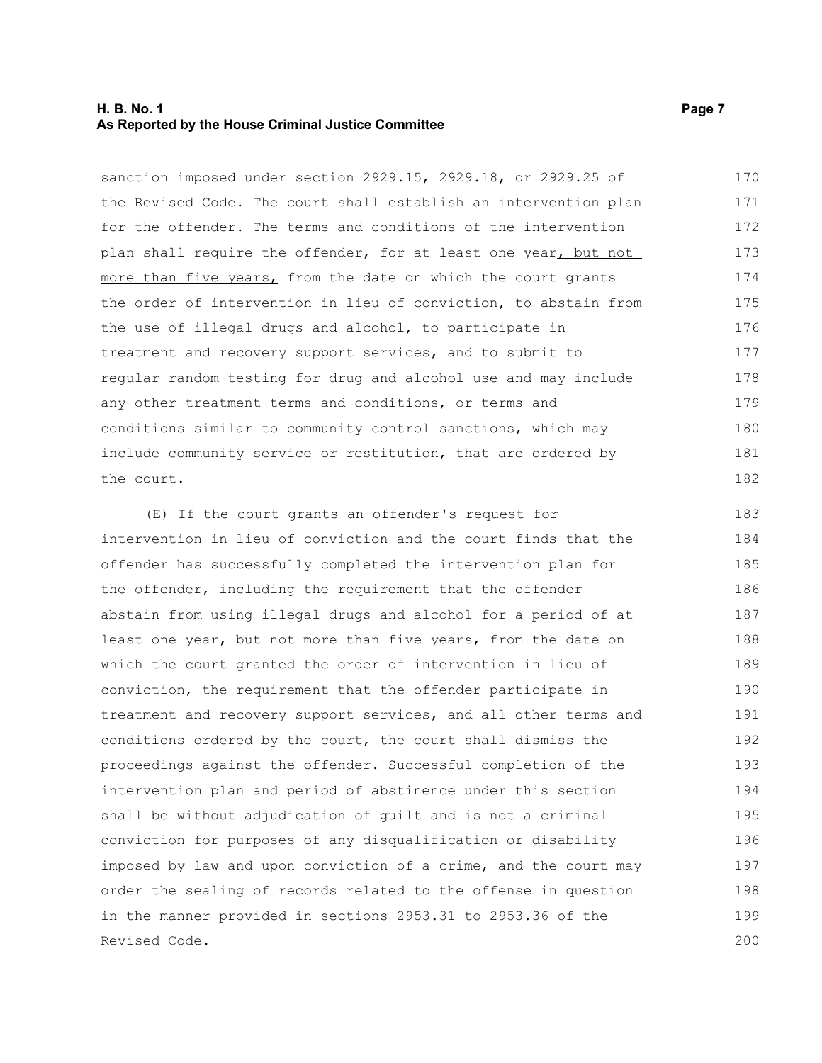sanction imposed under section 2929.15, 2929.18, or 2929.25 of the Revised Code. The court shall establish an intervention plan for the offender. The terms and conditions of the intervention plan shall require the offender, for at least one year<u>, but not more than five years,</u> from the date on which the court grants the order of intervention in lieu of conviction, to abstain from the use of illegal drugs and alcohol, to participate in treatment and recovery support services, and to submit to regular random testing for drug and alcohol use and may include any other treatment terms and conditions, or terms and conditions similar to community control sanctions, which may include community service or restitution, that are ordered by the court.

(E) If the court grants an offender's request for intervention in lieu of conviction and the court finds that the offender has successfully completed the intervention plan for the offender, including the requirement that the offender abstain from using illegal drugs and alcohol for a period of at least one year<u>, but not more than five years,</u> from the date on which the court granted the order of intervention in lieu of conviction, the requirement that the offender participate in treatment and recovery support services, and all other terms and conditions ordered by the court, the court shall dismiss the proceedings against the offender. Successful completion of the intervention plan and period of abstinence under this section shall be without adjudication of guilt and is not a criminal conviction for purposes of any disqualification or disability imposed by law and upon conviction of a crime, and the court may order the sealing of records related to the offense in question in the manner provided in sections 2953.31 to 2953.36 of the Revised Code.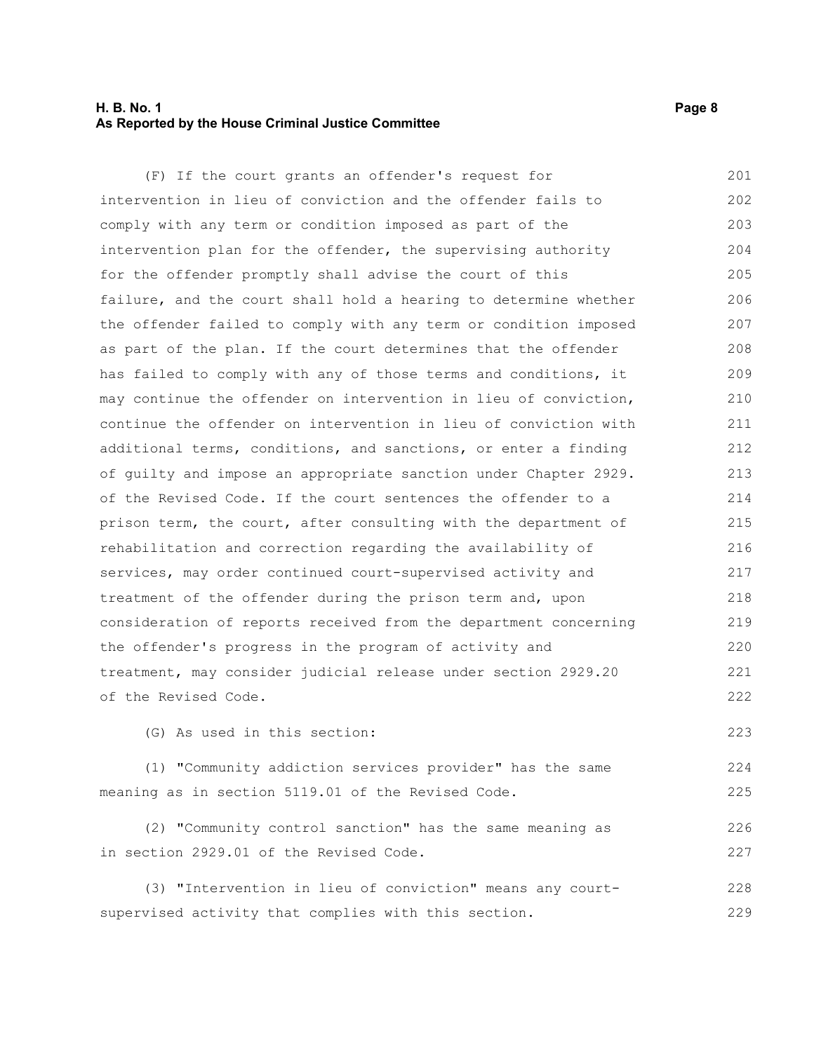(F) If the court grants an offender's request for intervention in lieu of conviction and the offender fails to comply with any term or condition imposed as part of the intervention plan for the offender, the supervising authority for the offender promptly shall advise the court of this failure, and the court shall hold a hearing to determine whether the offender failed to comply with any term or condition imposed as part of the plan. If the court determines that the offender has failed to comply with any of those terms and conditions, it may continue the offender on intervention in lieu of conviction, continue the offender on intervention in lieu of conviction with additional terms, conditions, and sanctions, or enter a finding of guilty and impose an appropriate sanction under Chapter 2929. of the Revised Code. If the court sentences the offender to a prison term, the court, after consulting with the department of rehabilitation and correction regarding the availability of services, may order continued court-supervised activity and treatment of the offender during the prison term and, upon consideration of reports received from the department concerning the offender's progress in the program of activity and treatment, may consider judicial release under section 2929.20 of the Revised Code.

(G) As used in this section:

(1) "Community addiction services provider" has the same meaning as in section 5119.01 of the Revised Code.

(2) "Community control sanction" has the same meaning as in section 2929.01 of the Revised Code.

(3) "Intervention in lieu of conviction" means any court-supervised activity that complies with this section.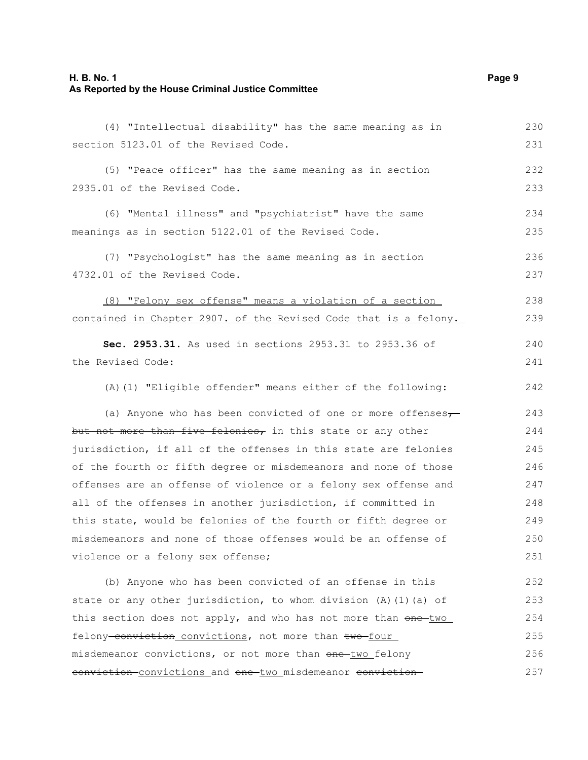(4) "Intellectual disability" has the same meaning as in section 5123.01 of the Revised Code.

(5) "Peace officer" has the same meaning as in section 2935.01 of the Revised Code.

(6) "Mental illness" and "psychiatrist" have the same meanings as in section 5122.01 of the Revised Code.

(7) "Psychologist" has the same meaning as in section 4732.01 of the Revised Code.

(8) "Felony sex offense" means a violation of a section contained in Chapter 2907. of the Revised Code that is a felony.

**Sec. 2953.31.** As used in sections 2953.31 to 2953.36 of the Revised Code:

(A)(1) "Eligible offender" means either of the following:

(a) Anyone who has been convicted of one or more offenses, ~~but not more than five felonies,~~ in this state or any other jurisdiction, if all of the offenses in this state are felonies of the fourth or fifth degree or misdemeanors and none of those offenses are an offense of violence or a felony sex offense and all of the offenses in another jurisdiction, if committed in this state, would be felonies of the fourth or fifth degree or misdemeanors and none of those offenses would be an offense of violence or a felony sex offense;

(b) Anyone who has been convicted of an offense in this state or any other jurisdiction, to whom division (A)(1)(a) of this section does not apply, and who has not more than ~~one~~ two felony ~~conviction~~ convictions, not more than ~~two~~ four misdemeanor convictions, or not more than ~~one~~ two felony ~~conviction~~ convictions and ~~one~~ two misdemeanor ~~conviction~~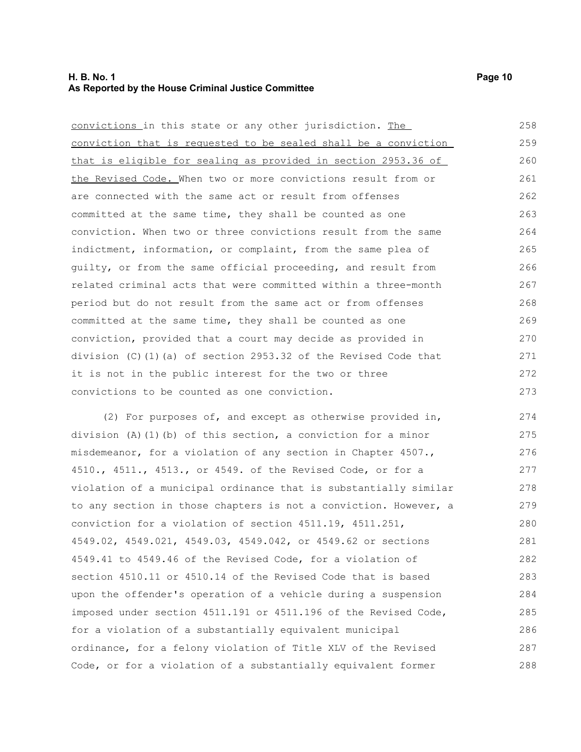convictions in this state or any other jurisdiction. The conviction that is requested to be sealed shall be a conviction that is eligible for sealing as provided in section 2953.36 of the Revised Code. When two or more convictions result from or are connected with the same act or result from offenses committed at the same time, they shall be counted as one conviction. When two or three convictions result from the same indictment, information, or complaint, from the same plea of guilty, or from the same official proceeding, and result from related criminal acts that were committed within a three-month period but do not result from the same act or from offenses committed at the same time, they shall be counted as one conviction, provided that a court may decide as provided in division (C)(1)(a) of section 2953.32 of the Revised Code that it is not in the public interest for the two or three convictions to be counted as one conviction.

(2) For purposes of, and except as otherwise provided in, division (A)(1)(b) of this section, a conviction for a minor misdemeanor, for a violation of any section in Chapter 4507., 4510., 4511., 4513., or 4549. of the Revised Code, or for a violation of a municipal ordinance that is substantially similar to any section in those chapters is not a conviction. However, a conviction for a violation of section 4511.19, 4511.251, 4549.02, 4549.021, 4549.03, 4549.042, or 4549.62 or sections 4549.41 to 4549.46 of the Revised Code, for a violation of section 4510.11 or 4510.14 of the Revised Code that is based upon the offender's operation of a vehicle during a suspension imposed under section 4511.191 or 4511.196 of the Revised Code, for a violation of a substantially equivalent municipal ordinance, for a felony violation of Title XLV of the Revised Code, or for a violation of a substantially equivalent former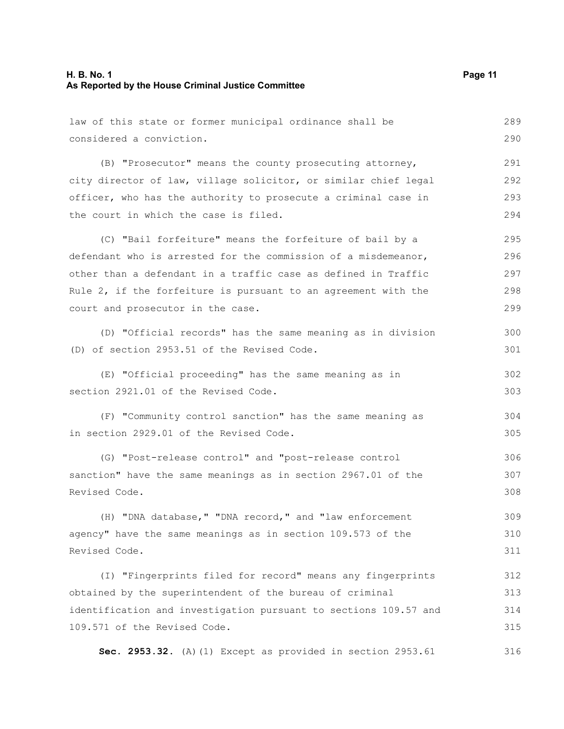law of this state or former municipal ordinance shall be considered a conviction.

(B) "Prosecutor" means the county prosecuting attorney, city director of law, village solicitor, or similar chief legal officer, who has the authority to prosecute a criminal case in the court in which the case is filed.

(C) "Bail forfeiture" means the forfeiture of bail by a defendant who is arrested for the commission of a misdemeanor, other than a defendant in a traffic case as defined in Traffic Rule 2, if the forfeiture is pursuant to an agreement with the court and prosecutor in the case.

(D) "Official records" has the same meaning as in division (D) of section 2953.51 of the Revised Code.

(E) "Official proceeding" has the same meaning as in section 2921.01 of the Revised Code.

(F) "Community control sanction" has the same meaning as in section 2929.01 of the Revised Code.

(G) "Post-release control" and "post-release control sanction" have the same meanings as in section 2967.01 of the Revised Code.

(H) "DNA database," "DNA record," and "law enforcement agency" have the same meanings as in section 109.573 of the Revised Code.

(I) "Fingerprints filed for record" means any fingerprints obtained by the superintendent of the bureau of criminal identification and investigation pursuant to sections 109.57 and 109.571 of the Revised Code.

**Sec. 2953.32.** (A)(1) Except as provided in section 2953.61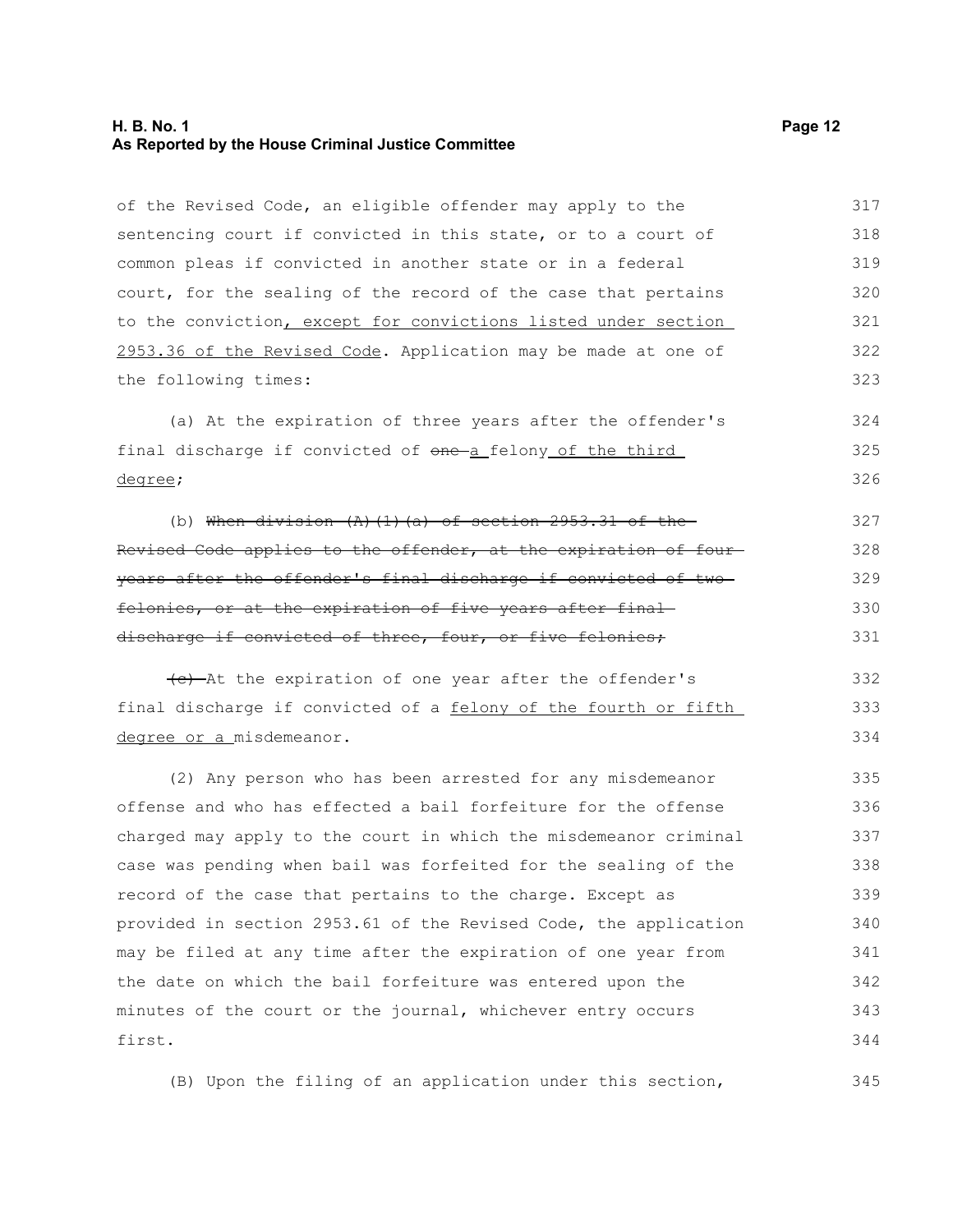of the Revised Code, an eligible offender may apply to the sentencing court if convicted in this state, or to a court of common pleas if convicted in another state or in a federal court, for the sealing of the record of the case that pertains to the conviction, except for convictions listed under section 2953.36 of the Revised Code. Application may be made at one of the following times:

(a) At the expiration of three years after the offender's final discharge if convicted of ~~one~~ a felony of the third degree;

(b) ~~When division (A)(1)(a) of section 2953.31 of the Revised Code applies to the offender, at the expiration of four years after the offender's final discharge if convicted of two felonies, or at the expiration of five years after final discharge if convicted of three, four, or five felonies;~~

~~(c)~~ At the expiration of one year after the offender's final discharge if convicted of a felony of the fourth or fifth degree or a misdemeanor.

(2) Any person who has been arrested for any misdemeanor offense and who has effected a bail forfeiture for the offense charged may apply to the court in which the misdemeanor criminal case was pending when bail was forfeited for the sealing of the record of the case that pertains to the charge. Except as provided in section 2953.61 of the Revised Code, the application may be filed at any time after the expiration of one year from the date on which the bail forfeiture was entered upon the minutes of the court or the journal, whichever entry occurs first.

(B) Upon the filing of an application under this section,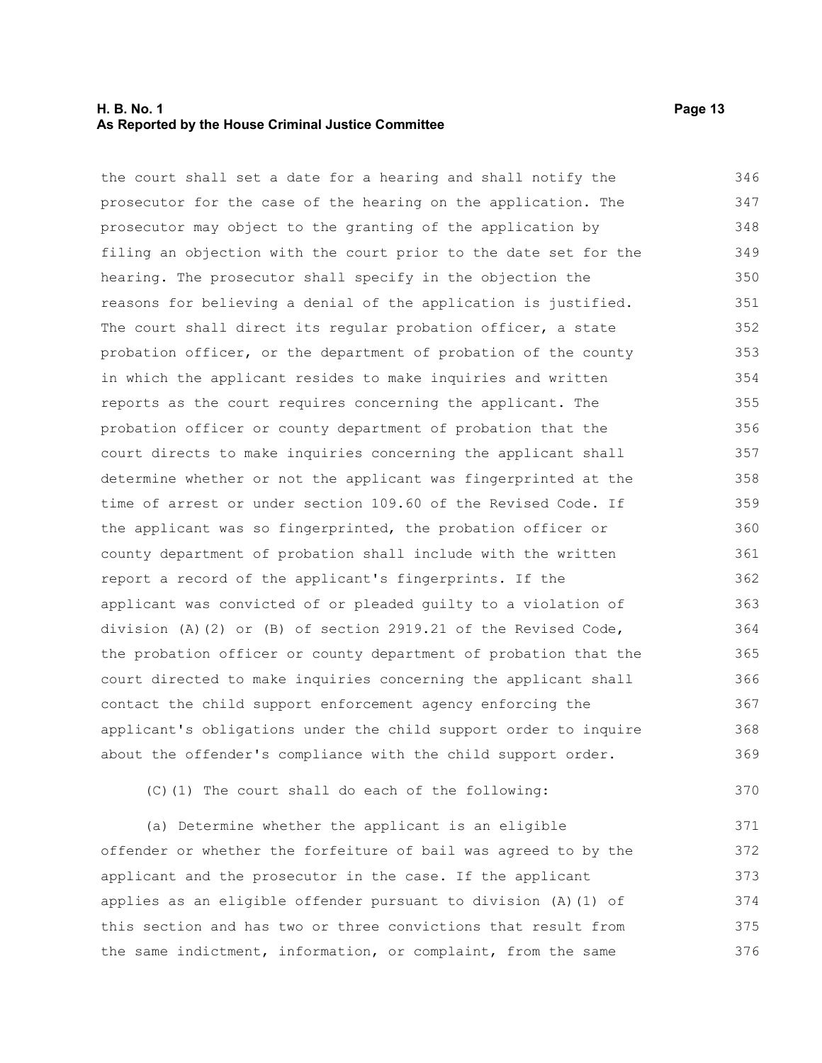the court shall set a date for a hearing and shall notify the prosecutor for the case of the hearing on the application. The prosecutor may object to the granting of the application by filing an objection with the court prior to the date set for the hearing. The prosecutor shall specify in the objection the reasons for believing a denial of the application is justified. The court shall direct its regular probation officer, a state probation officer, or the department of probation of the county in which the applicant resides to make inquiries and written reports as the court requires concerning the applicant. The probation officer or county department of probation that the court directs to make inquiries concerning the applicant shall determine whether or not the applicant was fingerprinted at the time of arrest or under section 109.60 of the Revised Code. If the applicant was so fingerprinted, the probation officer or county department of probation shall include with the written report a record of the applicant's fingerprints. If the applicant was convicted of or pleaded guilty to a violation of division (A)(2) or (B) of section 2919.21 of the Revised Code, the probation officer or county department of probation that the court directed to make inquiries concerning the applicant shall contact the child support enforcement agency enforcing the applicant's obligations under the child support order to inquire about the offender's compliance with the child support order.

(C)(1) The court shall do each of the following:

(a) Determine whether the applicant is an eligible offender or whether the forfeiture of bail was agreed to by the applicant and the prosecutor in the case. If the applicant applies as an eligible offender pursuant to division (A)(1) of this section and has two or three convictions that result from the same indictment, information, or complaint, from the same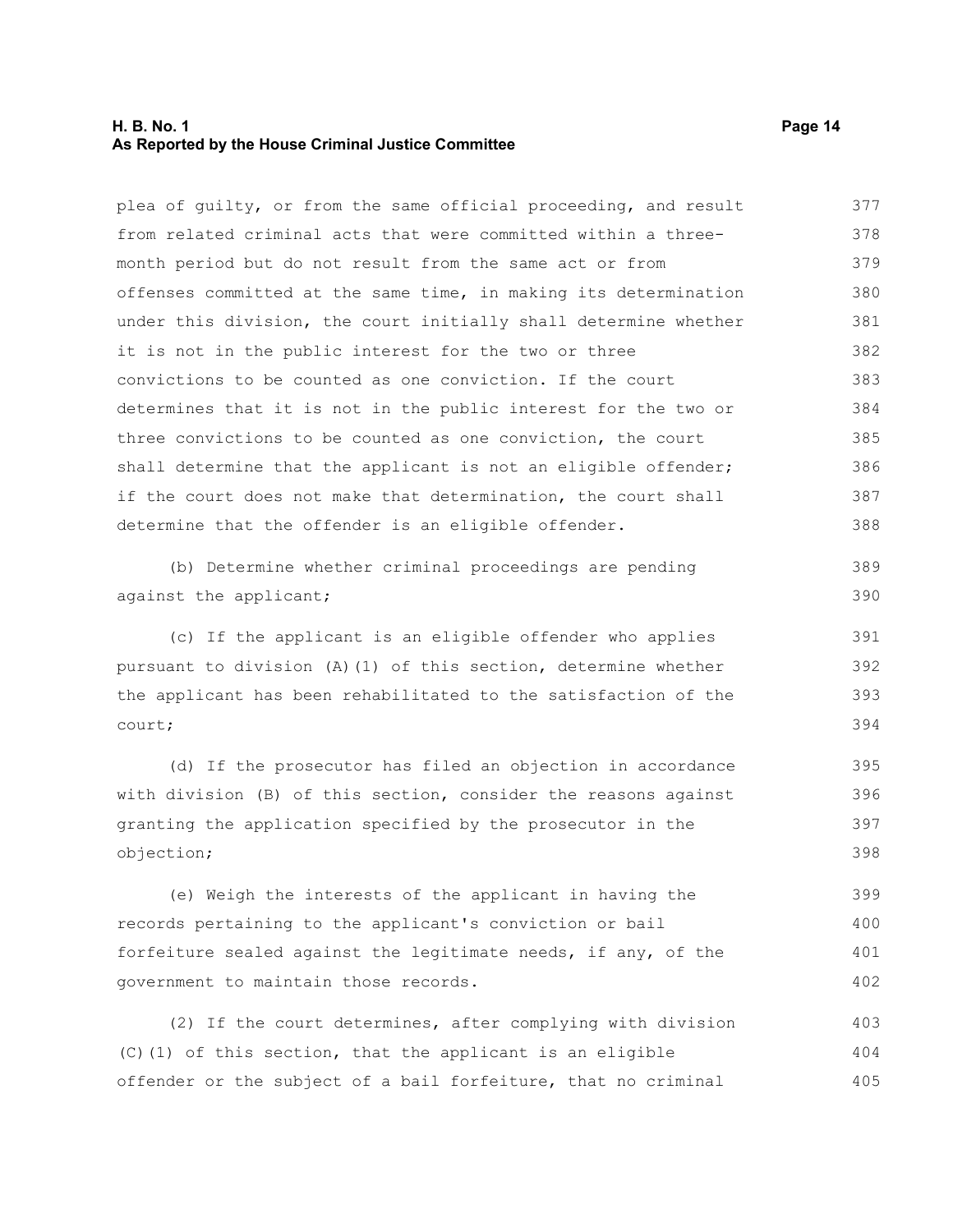plea of guilty, or from the same official proceeding, and result from related criminal acts that were committed within a three-month period but do not result from the same act or from offenses committed at the same time, in making its determination under this division, the court initially shall determine whether it is not in the public interest for the two or three convictions to be counted as one conviction. If the court determines that it is not in the public interest for the two or three convictions to be counted as one conviction, the court shall determine that the applicant is not an eligible offender; if the court does not make that determination, the court shall determine that the offender is an eligible offender.

(b) Determine whether criminal proceedings are pending against the applicant;

(c) If the applicant is an eligible offender who applies pursuant to division (A)(1) of this section, determine whether the applicant has been rehabilitated to the satisfaction of the court;

(d) If the prosecutor has filed an objection in accordance with division (B) of this section, consider the reasons against granting the application specified by the prosecutor in the objection;

(e) Weigh the interests of the applicant in having the records pertaining to the applicant's conviction or bail forfeiture sealed against the legitimate needs, if any, of the government to maintain those records.

(2) If the court determines, after complying with division (C)(1) of this section, that the applicant is an eligible offender or the subject of a bail forfeiture, that no criminal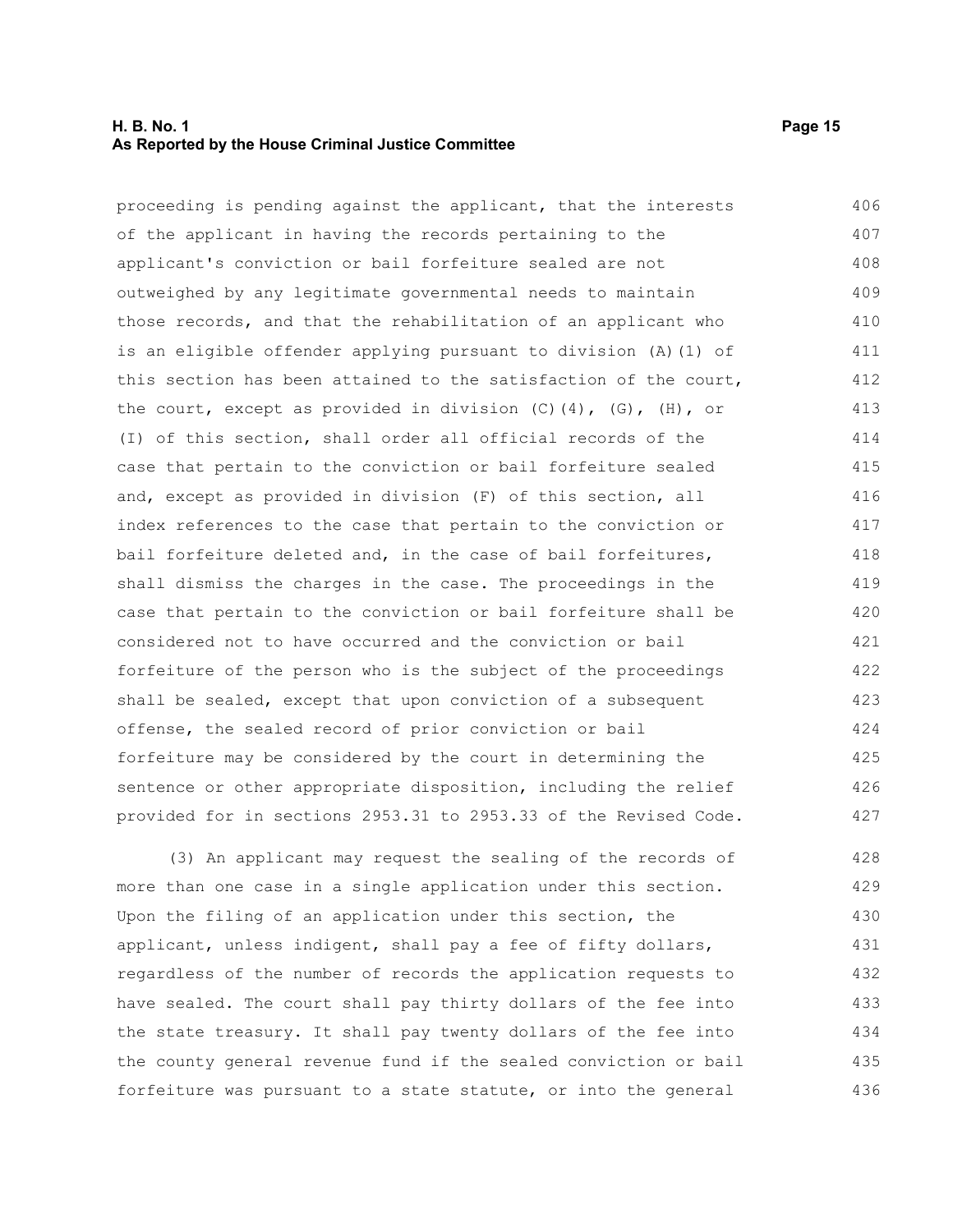proceeding is pending against the applicant, that the interests of the applicant in having the records pertaining to the applicant's conviction or bail forfeiture sealed are not outweighed by any legitimate governmental needs to maintain those records, and that the rehabilitation of an applicant who is an eligible offender applying pursuant to division (A)(1) of this section has been attained to the satisfaction of the court, the court, except as provided in division (C)(4), (G), (H), or (I) of this section, shall order all official records of the case that pertain to the conviction or bail forfeiture sealed and, except as provided in division (F) of this section, all index references to the case that pertain to the conviction or bail forfeiture deleted and, in the case of bail forfeitures, shall dismiss the charges in the case. The proceedings in the case that pertain to the conviction or bail forfeiture shall be considered not to have occurred and the conviction or bail forfeiture of the person who is the subject of the proceedings shall be sealed, except that upon conviction of a subsequent offense, the sealed record of prior conviction or bail forfeiture may be considered by the court in determining the sentence or other appropriate disposition, including the relief provided for in sections 2953.31 to 2953.33 of the Revised Code.

(3) An applicant may request the sealing of the records of more than one case in a single application under this section. Upon the filing of an application under this section, the applicant, unless indigent, shall pay a fee of fifty dollars, regardless of the number of records the application requests to have sealed. The court shall pay thirty dollars of the fee into the state treasury. It shall pay twenty dollars of the fee into the county general revenue fund if the sealed conviction or bail forfeiture was pursuant to a state statute, or into the general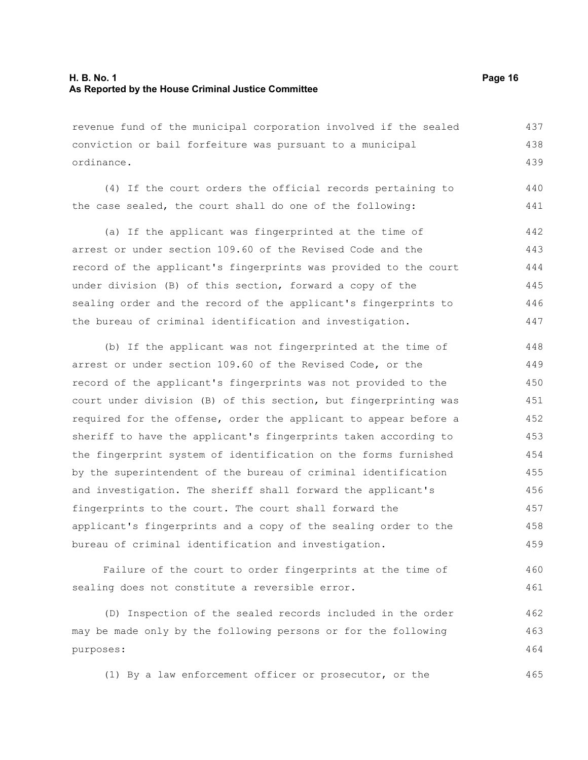revenue fund of the municipal corporation involved if the sealed conviction or bail forfeiture was pursuant to a municipal ordinance.

(4) If the court orders the official records pertaining to the case sealed, the court shall do one of the following:

(a) If the applicant was fingerprinted at the time of arrest or under section 109.60 of the Revised Code and the record of the applicant's fingerprints was provided to the court under division (B) of this section, forward a copy of the sealing order and the record of the applicant's fingerprints to the bureau of criminal identification and investigation.

(b) If the applicant was not fingerprinted at the time of arrest or under section 109.60 of the Revised Code, or the record of the applicant's fingerprints was not provided to the court under division (B) of this section, but fingerprinting was required for the offense, order the applicant to appear before a sheriff to have the applicant's fingerprints taken according to the fingerprint system of identification on the forms furnished by the superintendent of the bureau of criminal identification and investigation. The sheriff shall forward the applicant's fingerprints to the court. The court shall forward the applicant's fingerprints and a copy of the sealing order to the bureau of criminal identification and investigation.

Failure of the court to order fingerprints at the time of sealing does not constitute a reversible error.

(D) Inspection of the sealed records included in the order may be made only by the following persons or for the following purposes:

(1) By a law enforcement officer or prosecutor, or the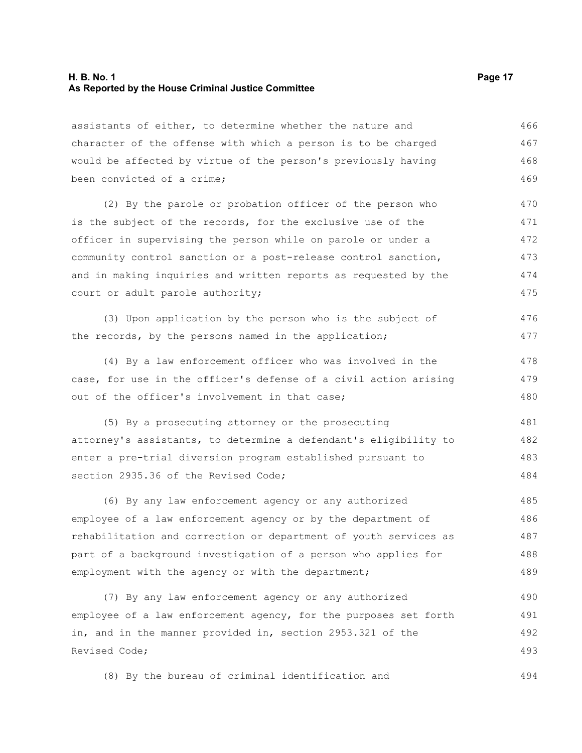assistants of either, to determine whether the nature and character of the offense with which a person is to be charged would be affected by virtue of the person's previously having been convicted of a crime;

(2) By the parole or probation officer of the person who is the subject of the records, for the exclusive use of the officer in supervising the person while on parole or under a community control sanction or a post-release control sanction, and in making inquiries and written reports as requested by the court or adult parole authority;

(3) Upon application by the person who is the subject of the records, by the persons named in the application;

(4) By a law enforcement officer who was involved in the case, for use in the officer's defense of a civil action arising out of the officer's involvement in that case;

(5) By a prosecuting attorney or the prosecuting attorney's assistants, to determine a defendant's eligibility to enter a pre-trial diversion program established pursuant to section 2935.36 of the Revised Code;

(6) By any law enforcement agency or any authorized employee of a law enforcement agency or by the department of rehabilitation and correction or department of youth services as part of a background investigation of a person who applies for employment with the agency or with the department;

(7) By any law enforcement agency or any authorized employee of a law enforcement agency, for the purposes set forth in, and in the manner provided in, section 2953.321 of the Revised Code;

(8) By the bureau of criminal identification and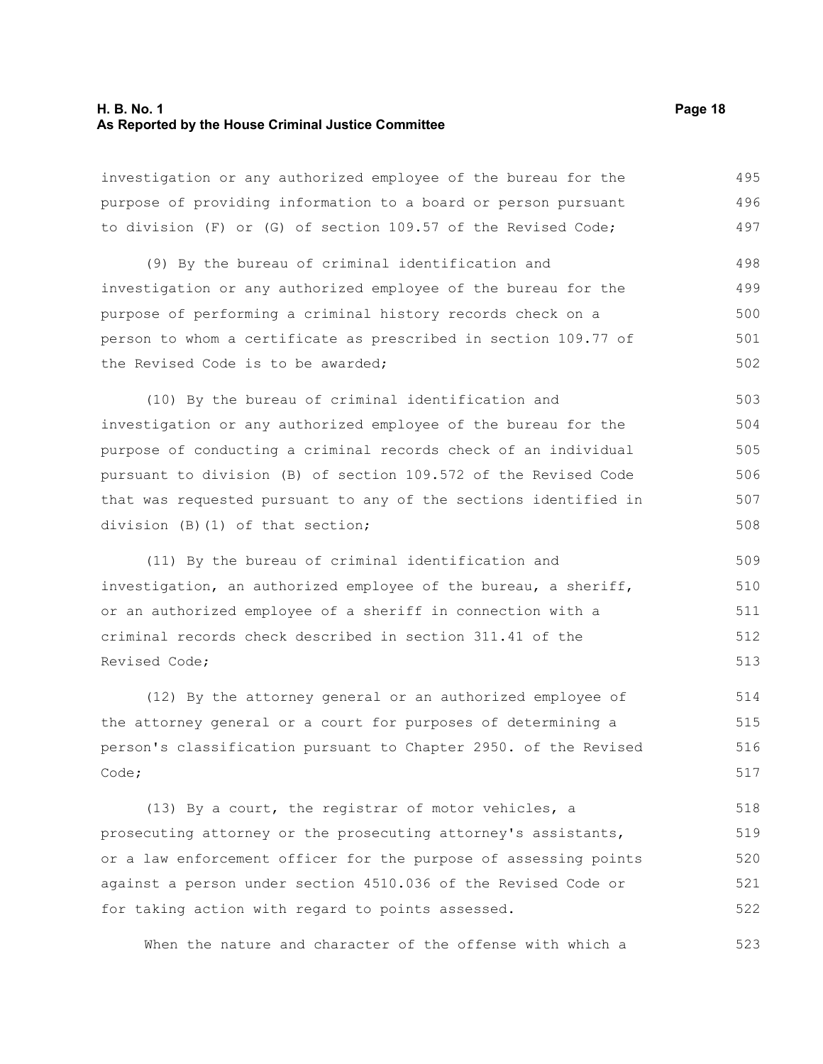investigation or any authorized employee of the bureau for the purpose of providing information to a board or person pursuant to division (F) or (G) of section 109.57 of the Revised Code;

(9) By the bureau of criminal identification and investigation or any authorized employee of the bureau for the purpose of performing a criminal history records check on a person to whom a certificate as prescribed in section 109.77 of the Revised Code is to be awarded;

(10) By the bureau of criminal identification and investigation or any authorized employee of the bureau for the purpose of conducting a criminal records check of an individual pursuant to division (B) of section 109.572 of the Revised Code that was requested pursuant to any of the sections identified in division (B)(1) of that section;

(11) By the bureau of criminal identification and investigation, an authorized employee of the bureau, a sheriff, or an authorized employee of a sheriff in connection with a criminal records check described in section 311.41 of the Revised Code;

(12) By the attorney general or an authorized employee of the attorney general or a court for purposes of determining a person's classification pursuant to Chapter 2950. of the Revised Code;

(13) By a court, the registrar of motor vehicles, a prosecuting attorney or the prosecuting attorney's assistants, or a law enforcement officer for the purpose of assessing points against a person under section 4510.036 of the Revised Code or for taking action with regard to points assessed.

When the nature and character of the offense with which a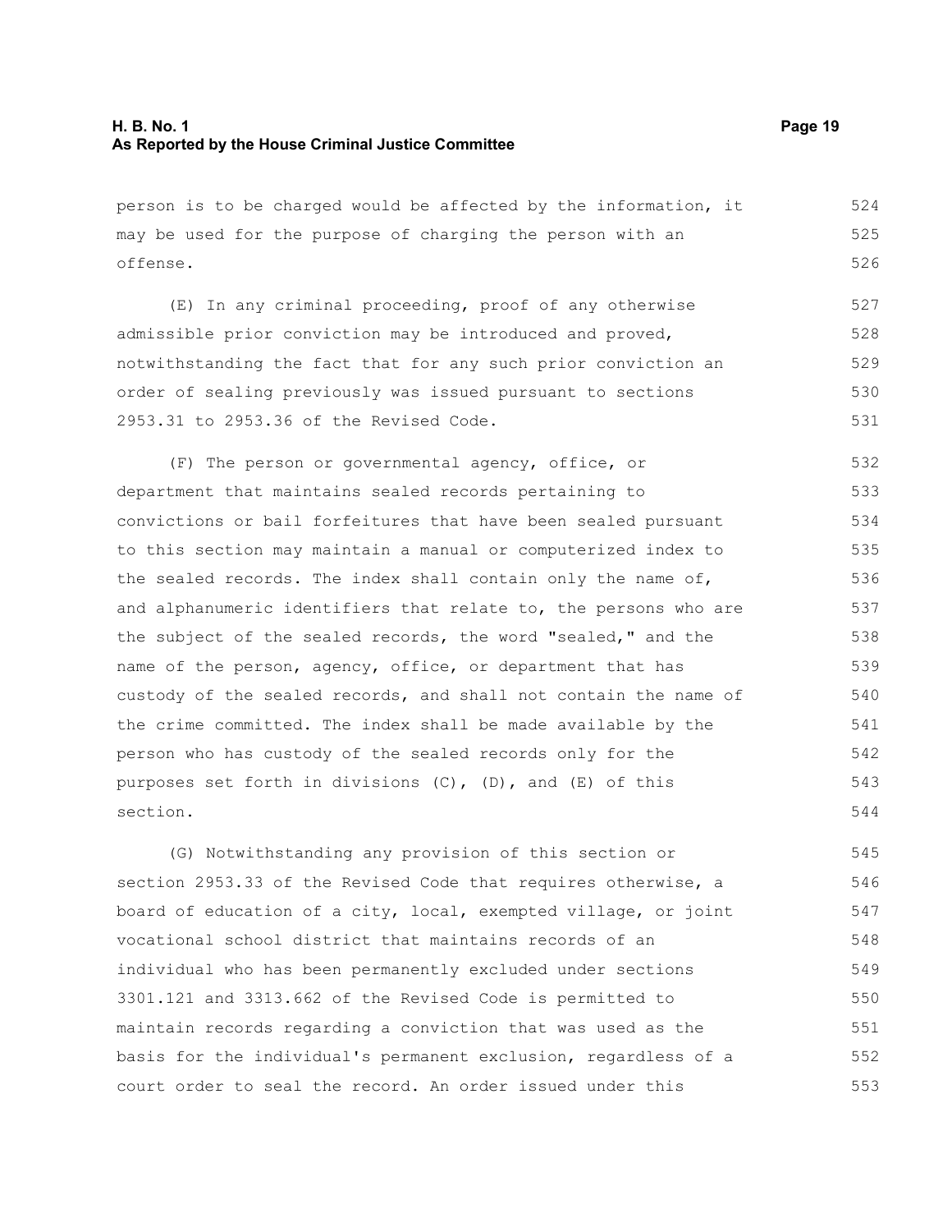person is to be charged would be affected by the information, it may be used for the purpose of charging the person with an offense.

(E) In any criminal proceeding, proof of any otherwise admissible prior conviction may be introduced and proved, notwithstanding the fact that for any such prior conviction an order of sealing previously was issued pursuant to sections 2953.31 to 2953.36 of the Revised Code.

(F) The person or governmental agency, office, or department that maintains sealed records pertaining to convictions or bail forfeitures that have been sealed pursuant to this section may maintain a manual or computerized index to the sealed records. The index shall contain only the name of, and alphanumeric identifiers that relate to, the persons who are the subject of the sealed records, the word "sealed," and the name of the person, agency, office, or department that has custody of the sealed records, and shall not contain the name of the crime committed. The index shall be made available by the person who has custody of the sealed records only for the purposes set forth in divisions (C), (D), and (E) of this section.

(G) Notwithstanding any provision of this section or section 2953.33 of the Revised Code that requires otherwise, a board of education of a city, local, exempted village, or joint vocational school district that maintains records of an individual who has been permanently excluded under sections 3301.121 and 3313.662 of the Revised Code is permitted to maintain records regarding a conviction that was used as the basis for the individual's permanent exclusion, regardless of a court order to seal the record. An order issued under this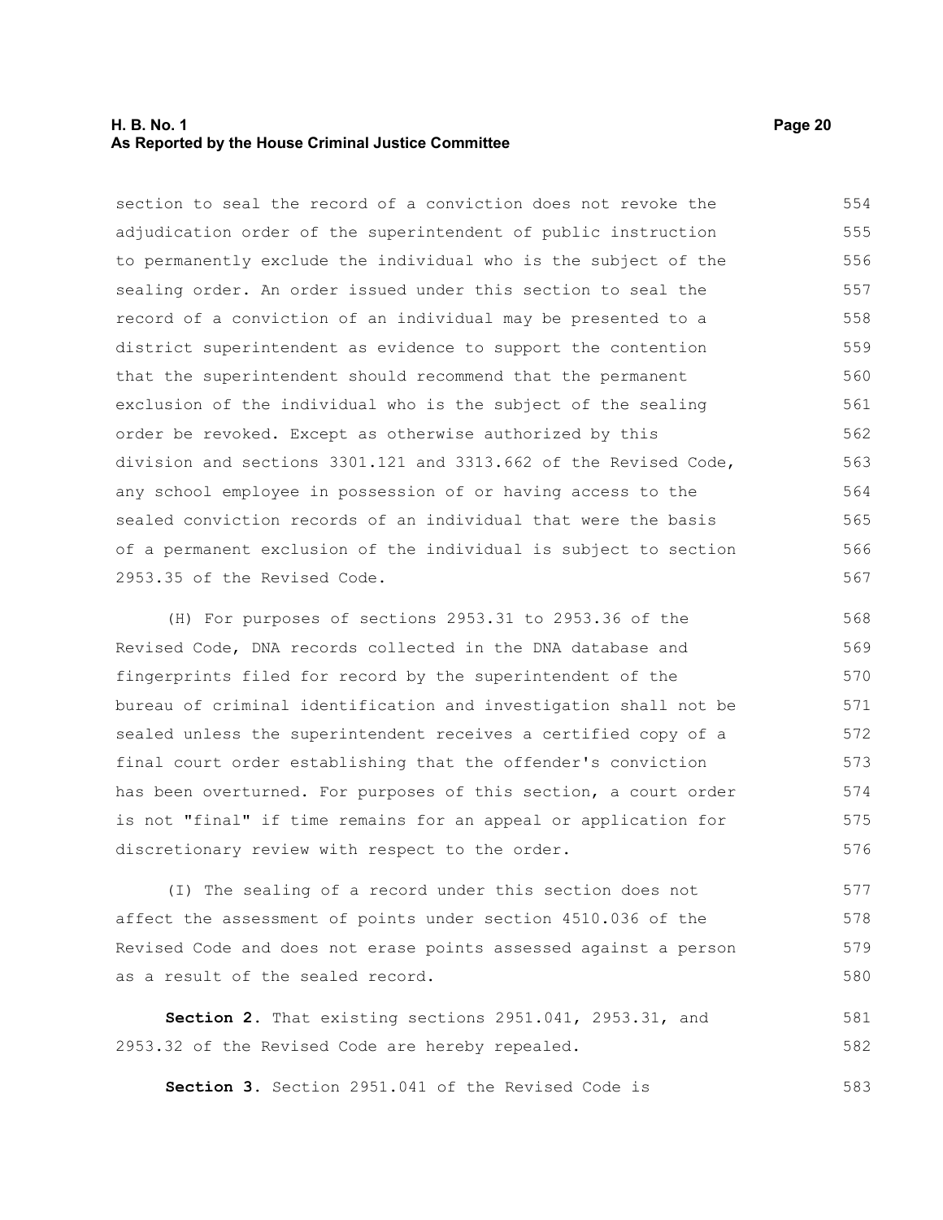section to seal the record of a conviction does not revoke the adjudication order of the superintendent of public instruction to permanently exclude the individual who is the subject of the sealing order. An order issued under this section to seal the record of a conviction of an individual may be presented to a district superintendent as evidence to support the contention that the superintendent should recommend that the permanent exclusion of the individual who is the subject of the sealing order be revoked. Except as otherwise authorized by this division and sections 3301.121 and 3313.662 of the Revised Code, any school employee in possession of or having access to the sealed conviction records of an individual that were the basis of a permanent exclusion of the individual is subject to section 2953.35 of the Revised Code.

(H) For purposes of sections 2953.31 to 2953.36 of the Revised Code, DNA records collected in the DNA database and fingerprints filed for record by the superintendent of the bureau of criminal identification and investigation shall not be sealed unless the superintendent receives a certified copy of a final court order establishing that the offender's conviction has been overturned. For purposes of this section, a court order is not "final" if time remains for an appeal or application for discretionary review with respect to the order.

(I) The sealing of a record under this section does not affect the assessment of points under section 4510.036 of the Revised Code and does not erase points assessed against a person as a result of the sealed record.

**Section 2.** That existing sections 2951.041, 2953.31, and 2953.32 of the Revised Code are hereby repealed.

**Section 3.** Section 2951.041 of the Revised Code is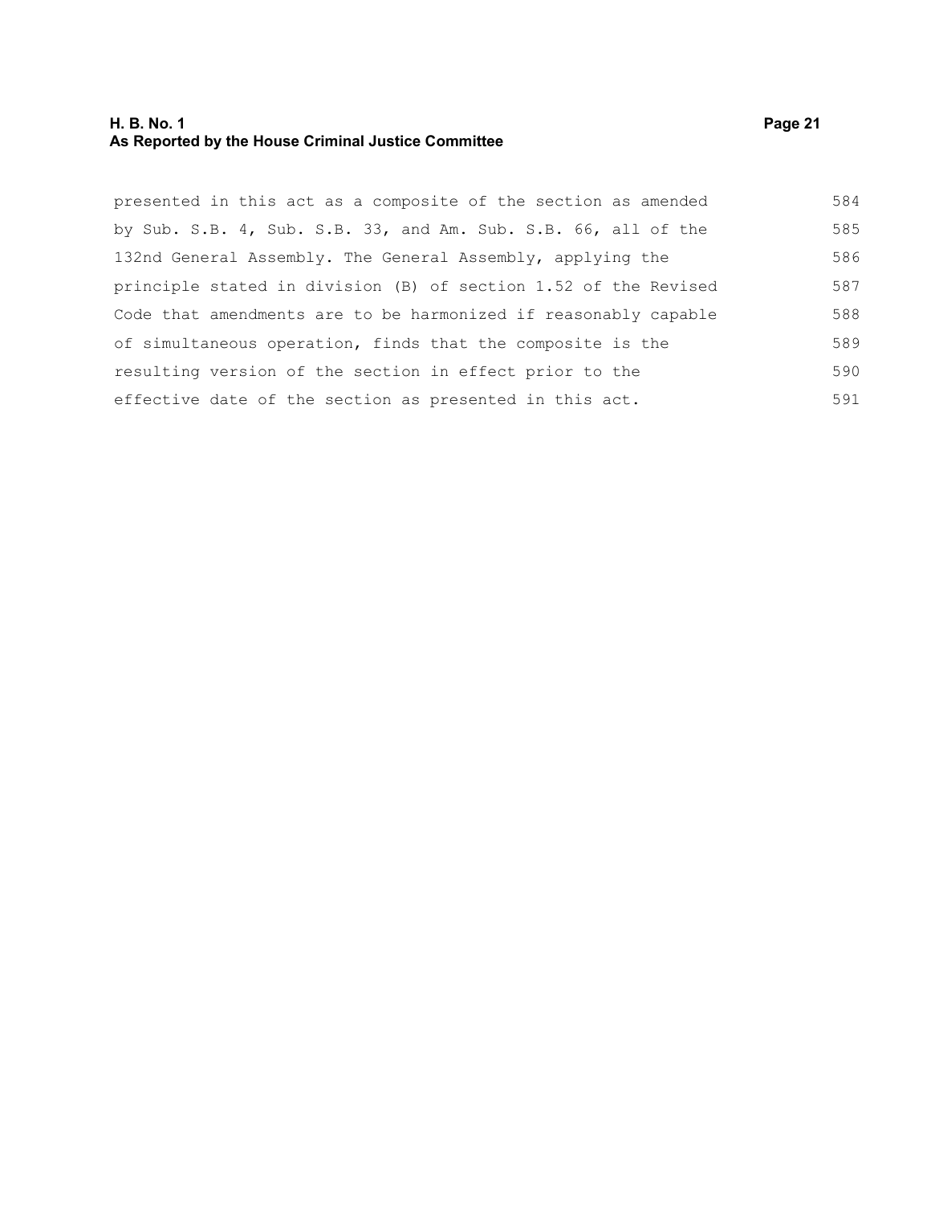presented in this act as a composite of the section as amended by Sub. S.B. 4, Sub. S.B. 33, and Am. Sub. S.B. 66, all of the 132nd General Assembly. The General Assembly, applying the principle stated in division (B) of section 1.52 of the Revised Code that amendments are to be harmonized if reasonably capable of simultaneous operation, finds that the composite is the resulting version of the section in effect prior to the effective date of the section as presented in this act.